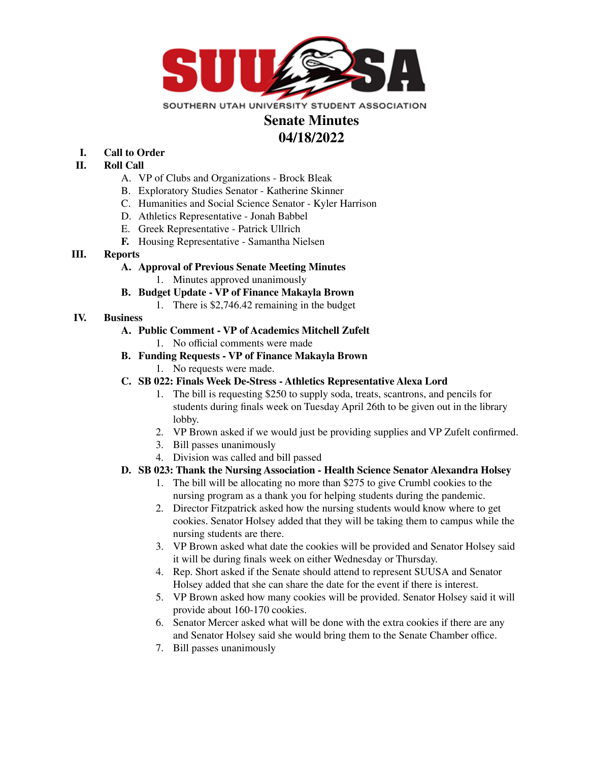SOUTHERN UTAH UNIVERSITY STUDENT ASSOCIATION

# Senate Minutes
# 04/18/2022

I. **Call to Order**

II. **Roll Call**
   A. VP of Clubs and Organizations - Brock Bleak
   B. Exploratory Studies Senator - Katherine Skinner
   C. Humanities and Social Science Senator - Kyler Harrison
   D. Athletics Representative - Jonah Babbel
   E. Greek Representative - Patrick Ullrich
   F. Housing Representative - Samantha Nielsen

III. **Reports**
   A. **Approval of Previous Senate Meeting Minutes**
      1. Minutes approved unanimously
   B. **Budget Update - VP of Finance Makayla Brown**
      1. There is $2,746.42 remaining in the budget

IV. **Business**
   A. **Public Comment - VP of Academics Mitchell Zufelt**
      1. No official comments were made
   B. **Funding Requests - VP of Finance Makayla Brown**
      1. No requests were made.
   C. **SB 022: Finals Week De-Stress - Athletics Representative Alexa Lord**
      1. The bill is requesting $250 to supply soda, treats, scantrons, and pencils for students during finals week on Tuesday April 26th to be given out in the library lobby.
      2. VP Brown asked if we would just be providing supplies and VP Zufelt confirmed.
      3. Bill passes unanimously
      4. Division was called and bill passed
   D. **SB 023: Thank the Nursing Association - Health Science Senator Alexandra Holsey**
      1. The bill will be allocating no more than $275 to give Crumbl cookies to the nursing program as a thank you for helping students during the pandemic.
      2. Director Fitzpatrick asked how the nursing students would know where to get cookies. Senator Holsey added that they will be taking them to campus while the nursing students are there.
      3. VP Brown asked what date the cookies will be provided and Senator Holsey said it will be during finals week on either Wednesday or Thursday.
      4. Rep. Short asked if the Senate should attend to represent SUUSA and Senator Holsey added that she can share the date for the event if there is interest.
      5. VP Brown asked how many cookies will be provided. Senator Holsey said it will provide about 160-170 cookies.
      6. Senator Mercer asked what will be done with the extra cookies if there are any and Senator Holsey said she would bring them to the Senate Chamber office.
      7. Bill passes unanimously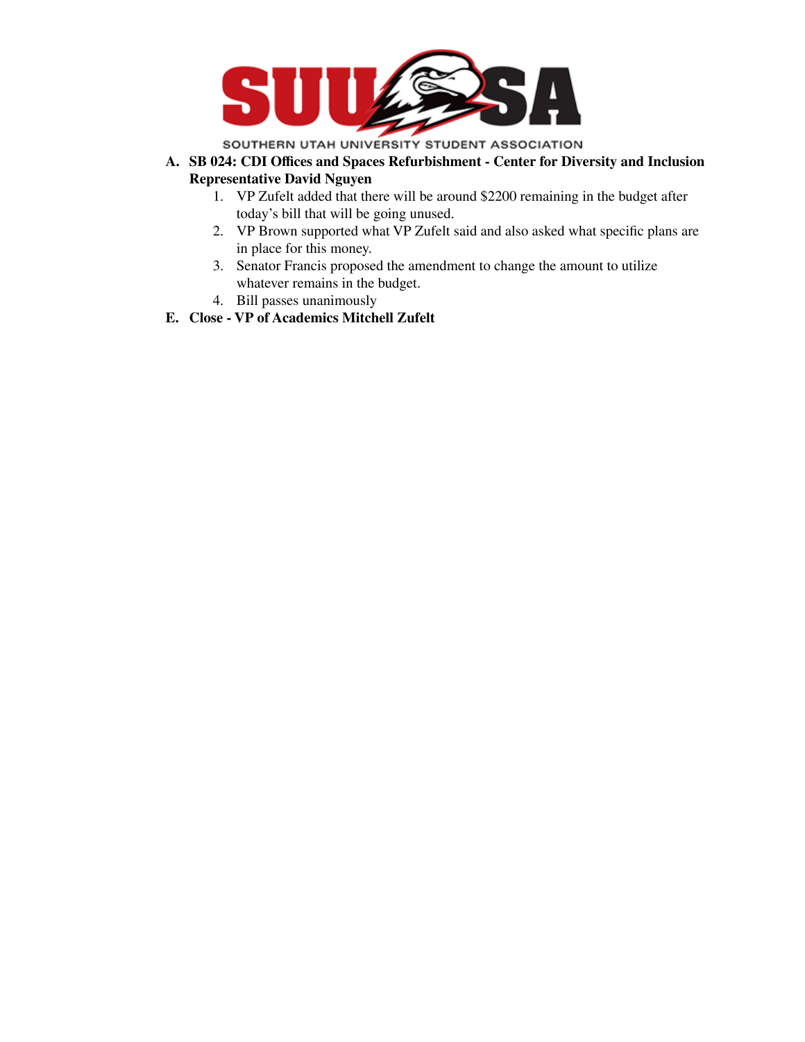A. **SB 024: CDI Offices and Spaces Refurbishment - Center for Diversity and Inclusion Representative David Nguyen**
    1. VP Zufelt added that there will be around $2200 remaining in the budget after today's bill that will be going unused.
    2. VP Brown supported what VP Zufelt said and also asked what specific plans are in place for this money.
    3. Senator Francis proposed the amendment to change the amount to utilize whatever remains in the budget.
    4. Bill passes unanimously

E. **Close - VP of Academics Mitchell Zufelt**